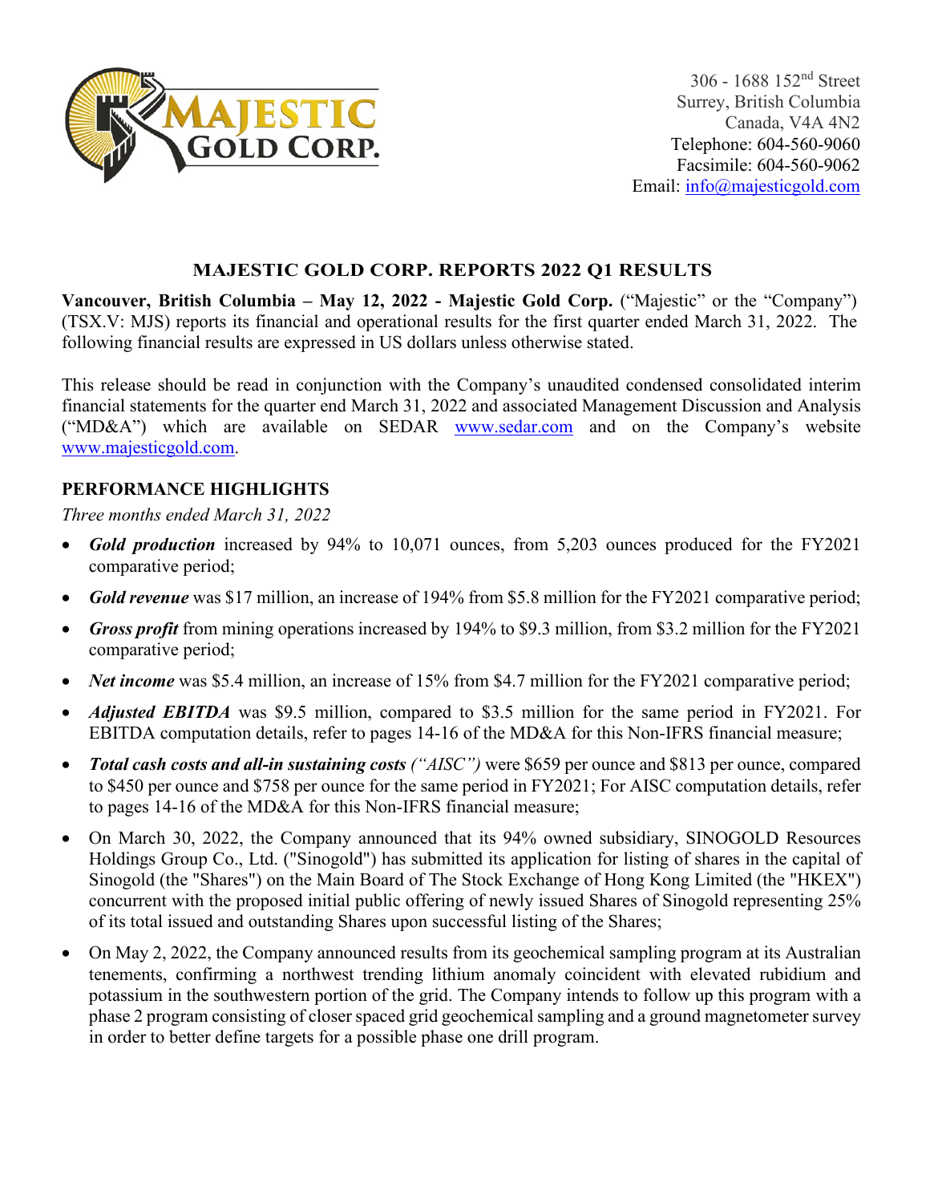306 - 1688 152nd Street
Surrey, British Columbia
Canada, V4A 4N2
Telephone: 604-560-9060
Facsimile: 604-560-9062
Email: info@majesticgold.com

# MAJESTIC GOLD CORP. REPORTS 2022 Q1 RESULTS

**Vancouver, British Columbia – May 12, 2022 - Majestic Gold Corp.** ("Majestic" or the "Company") (TSX.V: MJS) reports its financial and operational results for the first quarter ended March 31, 2022. The following financial results are expressed in US dollars unless otherwise stated.

This release should be read in conjunction with the Company's unaudited condensed consolidated interim financial statements for the quarter end March 31, 2022 and associated Management Discussion and Analysis ("MD&A") which are available on SEDAR www.sedar.com and on the Company's website www.majesticgold.com.

## PERFORMANCE HIGHLIGHTS

*Three months ended March 31, 2022*

- ***Gold production*** increased by 94% to 10,071 ounces, from 5,203 ounces produced for the FY2021 comparative period;
- ***Gold revenue*** was $17 million, an increase of 194% from $5.8 million for the FY2021 comparative period;
- ***Gross profit*** from mining operations increased by 194% to $9.3 million, from $3.2 million for the FY2021 comparative period;
- ***Net income*** was $5.4 million, an increase of 15% from $4.7 million for the FY2021 comparative period;
- ***Adjusted EBITDA*** was $9.5 million, compared to $3.5 million for the same period in FY2021. For EBITDA computation details, refer to pages 14-16 of the MD&A for this Non-IFRS financial measure;
- ***Total cash costs and all-in sustaining costs*** *("AISC")* were $659 per ounce and $813 per ounce, compared to $450 per ounce and $758 per ounce for the same period in FY2021; For AISC computation details, refer to pages 14-16 of the MD&A for this Non-IFRS financial measure;
- On March 30, 2022, the Company announced that its 94% owned subsidiary, SINOGOLD Resources Holdings Group Co., Ltd. ("Sinogold") has submitted its application for listing of shares in the capital of Sinogold (the "Shares") on the Main Board of The Stock Exchange of Hong Kong Limited (the "HKEX") concurrent with the proposed initial public offering of newly issued Shares of Sinogold representing 25% of its total issued and outstanding Shares upon successful listing of the Shares;
- On May 2, 2022, the Company announced results from its geochemical sampling program at its Australian tenements, confirming a northwest trending lithium anomaly coincident with elevated rubidium and potassium in the southwestern portion of the grid. The Company intends to follow up this program with a phase 2 program consisting of closer spaced grid geochemical sampling and a ground magnetometer survey in order to better define targets for a possible phase one drill program.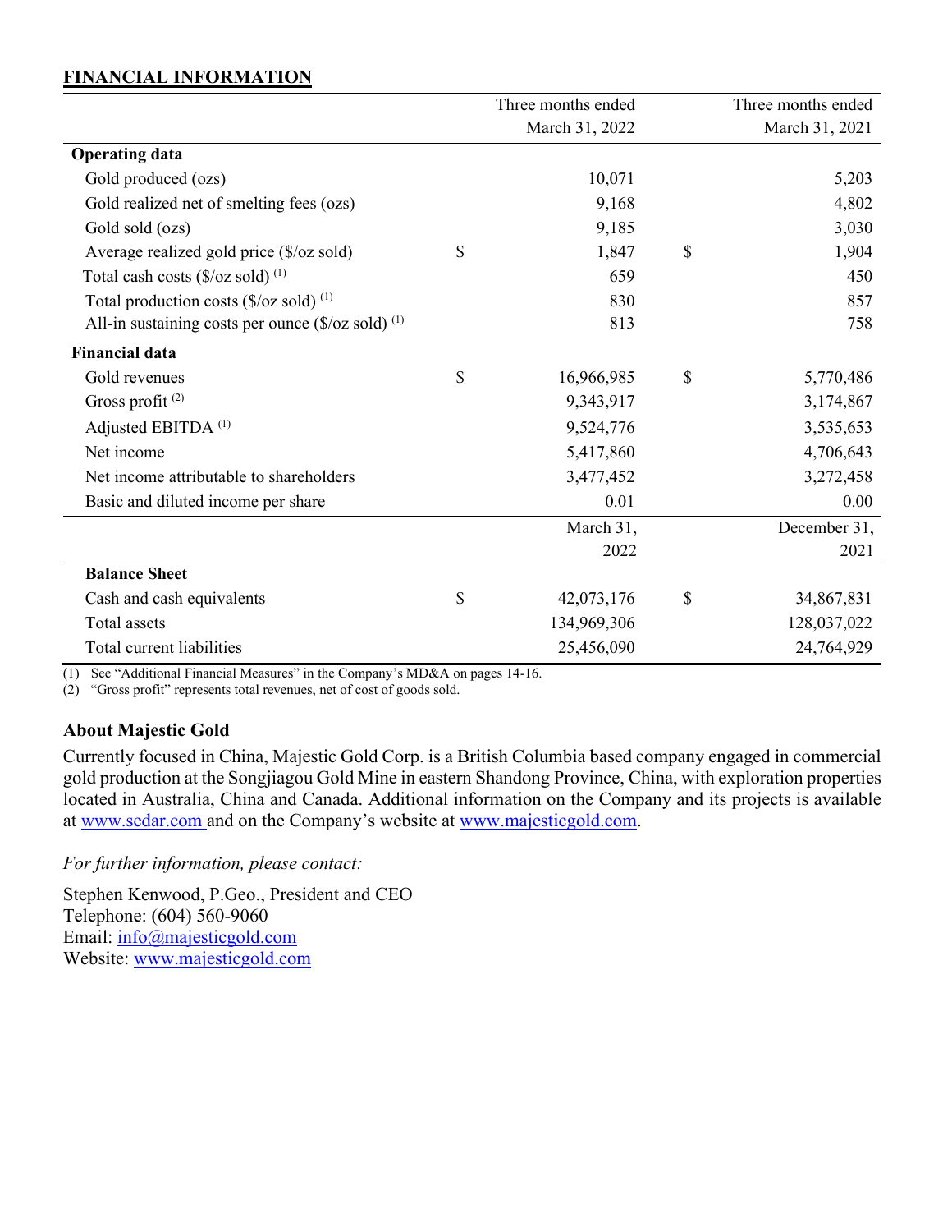## FINANCIAL INFORMATION

| | Three months ended March 31, 2022 | Three months ended March 31, 2021 |
|---|---|---|
| **Operating data** | | |
| Gold produced (ozs) | 10,071 | 5,203 |
| Gold realized net of smelting fees (ozs) | 9,168 | 4,802 |
| Gold sold (ozs) | 9,185 | 3,030 |
| Average realized gold price ($/oz sold) | $ 1,847 | $ 1,904 |
| Total cash costs ($/oz sold) (1) | 659 | 450 |
| Total production costs ($/oz sold) (1) | 830 | 857 |
| All-in sustaining costs per ounce ($/oz sold) (1) | 813 | 758 |
| **Financial data** | | |
| Gold revenues | $ 16,966,985 | $ 5,770,486 |
| Gross profit (2) | 9,343,917 | 3,174,867 |
| Adjusted EBITDA (1) | 9,524,776 | 3,535,653 |
| Net income | 5,417,860 | 4,706,643 |
| Net income attributable to shareholders | 3,477,452 | 3,272,458 |
| Basic and diluted income per share | 0.01 | 0.00 |
| | **March 31, 2022** | **December 31, 2021** |
| **Balance Sheet** | | |
| Cash and cash equivalents | $ 42,073,176 | $ 34,867,831 |
| Total assets | 134,969,306 | 128,037,022 |
| Total current liabilities | 25,456,090 | 24,764,929 |

(1) See "Additional Financial Measures" in the Company's MD&A on pages 14-16.
(2) "Gross profit" represents total revenues, net of cost of goods sold.

### About Majestic Gold

Currently focused in China, Majestic Gold Corp. is a British Columbia based company engaged in commercial gold production at the Songjiagou Gold Mine in eastern Shandong Province, China, with exploration properties located in Australia, China and Canada. Additional information on the Company and its projects is available at www.sedar.com and on the Company's website at www.majesticgold.com.

*For further information, please contact:*

Stephen Kenwood, P.Geo., President and CEO
Telephone: (604) 560-9060
Email: info@majesticgold.com
Website: www.majesticgold.com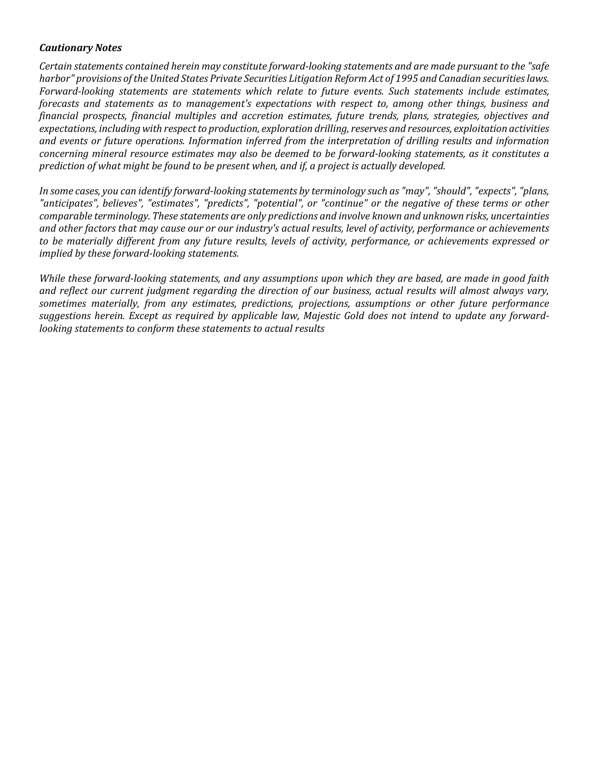***Cautionary Notes***

*Certain statements contained herein may constitute forward-looking statements and are made pursuant to the "safe harbor" provisions of the United States Private Securities Litigation Reform Act of 1995 and Canadian securities laws. Forward-looking statements are statements which relate to future events. Such statements include estimates, forecasts and statements as to management's expectations with respect to, among other things, business and financial prospects, financial multiples and accretion estimates, future trends, plans, strategies, objectives and expectations, including with respect to production, exploration drilling, reserves and resources, exploitation activities and events or future operations. Information inferred from the interpretation of drilling results and information concerning mineral resource estimates may also be deemed to be forward-looking statements, as it constitutes a prediction of what might be found to be present when, and if, a project is actually developed.*

*In some cases, you can identify forward-looking statements by terminology such as "may", "should", "expects", "plans, "anticipates", believes", "estimates", "predicts", "potential", or "continue" or the negative of these terms or other comparable terminology. These statements are only predictions and involve known and unknown risks, uncertainties and other factors that may cause our or our industry's actual results, level of activity, performance or achievements to be materially different from any future results, levels of activity, performance, or achievements expressed or implied by these forward-looking statements.*

*While these forward-looking statements, and any assumptions upon which they are based, are made in good faith and reflect our current judgment regarding the direction of our business, actual results will almost always vary, sometimes materially, from any estimates, predictions, projections, assumptions or other future performance suggestions herein. Except as required by applicable law, Majestic Gold does not intend to update any forward-looking statements to conform these statements to actual results*